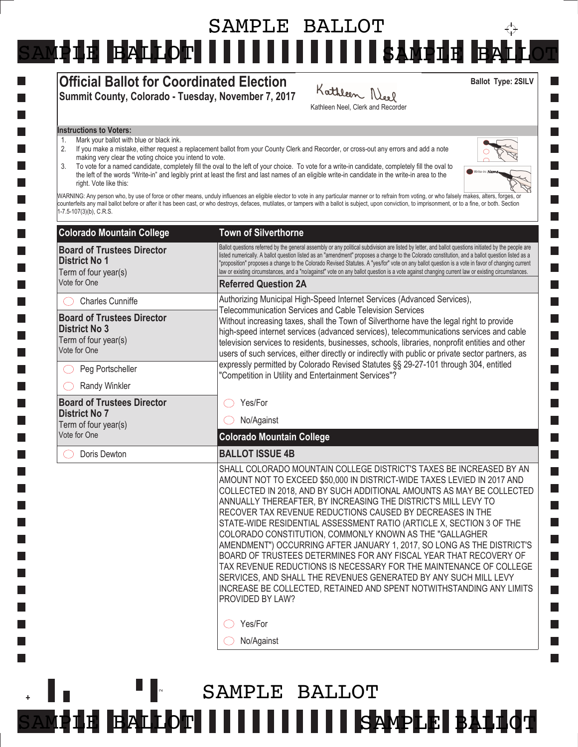# SAMPLE BALLOT

## Official Ballot for Coordinated Election

**Summit County, Colorado - Tuesday, November 7, 2017**

Kathleen Neel, Clerk and Recorder

**Ballot Type: 2SILV**

**Instructions to Voters:**

1. Mark your ballot with blue or black ink.
2. If you make a mistake, either request a replacement ballot from your County Clerk and Recorder, or cross-out any errors and add a note making very clear the voting choice you intend to vote.
3. To vote for a named candidate, completely fill the oval to the left of your choice. To vote for a write-in candidate, completely fill the oval to the left of the words "Write-in" and legibly print at least the first and last names of an eligible write-in candidate in the write-in area to the right. Vote like this:

WARNING: Any person who, by use of force or other means, unduly influences an eligible elector to vote in any particular manner or to refrain from voting, or who falsely makes, alters, forges, or counterfeits any mail ballot before or after it has been cast, or who destroys, defaces, mutilates, or tampers with a ballot is subject, upon conviction, to imprisonment, or to a fine, or both. Section 1-7.5-107(3)(b), C.R.S.

## Colorado Mountain College

### Board of Trustees Director District No 1

Term of four year(s)
Vote for One

- ◯ Charles Cunniffe

### Board of Trustees Director District No 3

Term of four year(s)
Vote for One

- ◯ Peg Portscheller
- ◯ Randy Winkler

### Board of Trustees Director District No 7

Term of four year(s)
Vote for One

- ◯ Doris Dewton

## Town of Silverthorne

Ballot questions referred by the general assembly or any political subdivision are listed by letter, and ballot questions initiated by the people are listed numerically. A ballot question listed as an "amendment" proposes a change to the Colorado constitution, and a ballot question listed as a "proposition" proposes a change to the Colorado Revised Statutes. A "yes/for" vote on any ballot question is a vote in favor of changing current law or existing circumstances, and a "no/against" vote on any ballot question is a vote against changing current law or existing circumstances.

### Referred Question 2A

Authorizing Municipal High-Speed Internet Services (Advanced Services), Telecommunication Services and Cable Television Services
Without increasing taxes, shall the Town of Silverthorne have the legal right to provide high-speed internet services (advanced services), telecommunications services and cable television services to residents, businesses, schools, libraries, nonprofit entities and other users of such services, either directly or indirectly with public or private sector partners, as expressly permitted by Colorado Revised Statutes §§ 29-27-101 through 304, entitled "Competition in Utility and Entertainment Services"?

- ◯ Yes/For
- ◯ No/Against

## Colorado Mountain College

### BALLOT ISSUE 4B

SHALL COLORADO MOUNTAIN COLLEGE DISTRICT'S TAXES BE INCREASED BY AN AMOUNT NOT TO EXCEED $50,000 IN DISTRICT-WIDE TAXES LEVIED IN 2017 AND COLLECTED IN 2018, AND BY SUCH ADDITIONAL AMOUNTS AS MAY BE COLLECTED ANNUALLY THEREAFTER, BY INCREASING THE DISTRICT'S MILL LEVY TO RECOVER TAX REVENUE REDUCTIONS CAUSED BY DECREASES IN THE STATE-WIDE RESIDENTIAL ASSESSMENT RATIO (ARTICLE X, SECTION 3 OF THE COLORADO CONSTITUTION, COMMONLY KNOWN AS THE "GALLAGHER AMENDMENT") OCCURRING AFTER JANUARY 1, 2017, SO LONG AS THE DISTRICT'S BOARD OF TRUSTEES DETERMINES FOR ANY FISCAL YEAR THAT RECOVERY OF TAX REVENUE REDUCTIONS IS NECESSARY FOR THE MAINTENANCE OF COLLEGE SERVICES, AND SHALL THE REVENUES GENERATED BY ANY SUCH MILL LEVY INCREASE BE COLLECTED, RETAINED AND SPENT NOTWITHSTANDING ANY LIMITS PROVIDED BY LAW?

- ◯ Yes/Against
- ◯ No/Against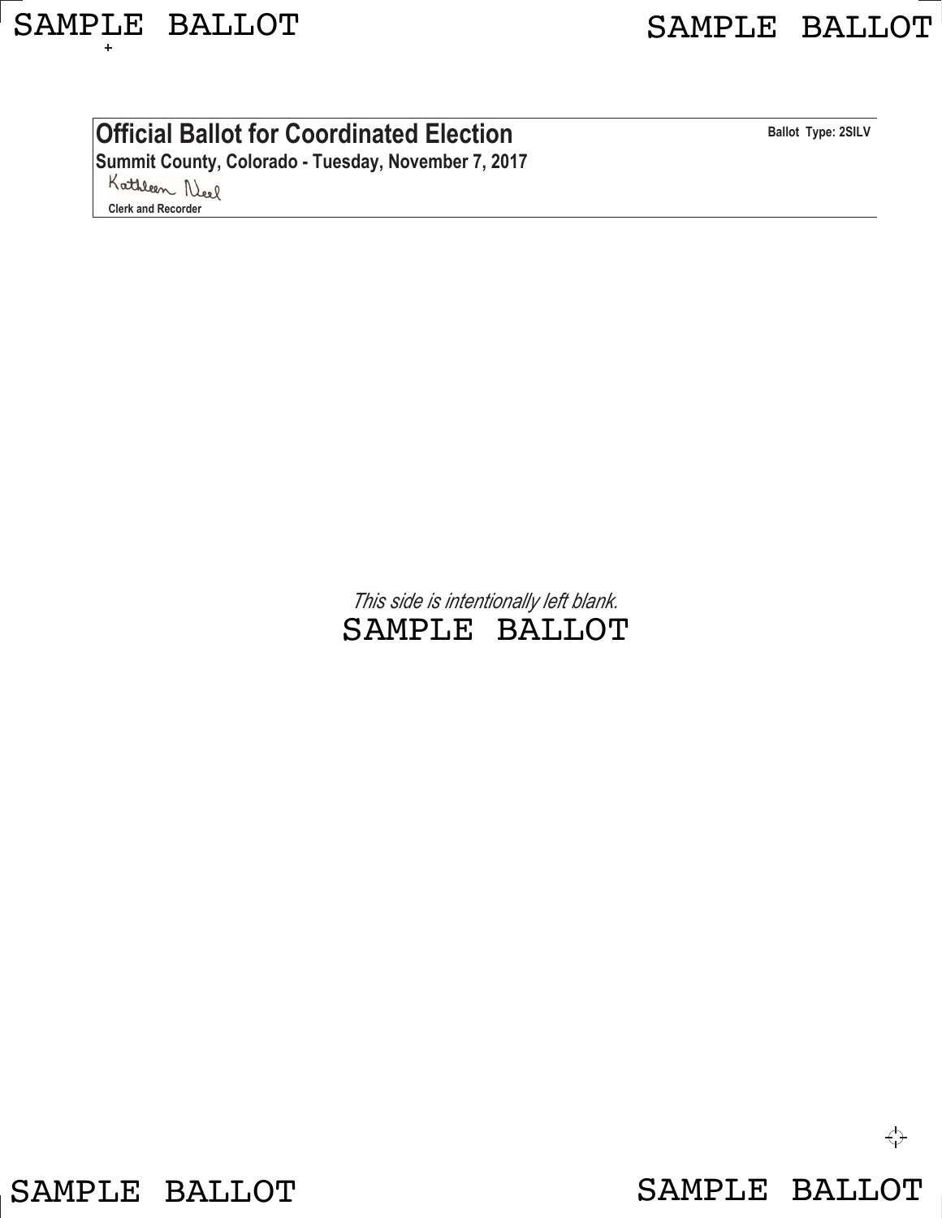# Official Ballot for Coordinated Election

**Ballot Type: 2SILV**

**Summit County, Colorado - Tuesday, November 7, 2017**

Kathleen Neel

**Clerk and Recorder**

*This side is intentionally left blank.*

SAMPLE BALLOT